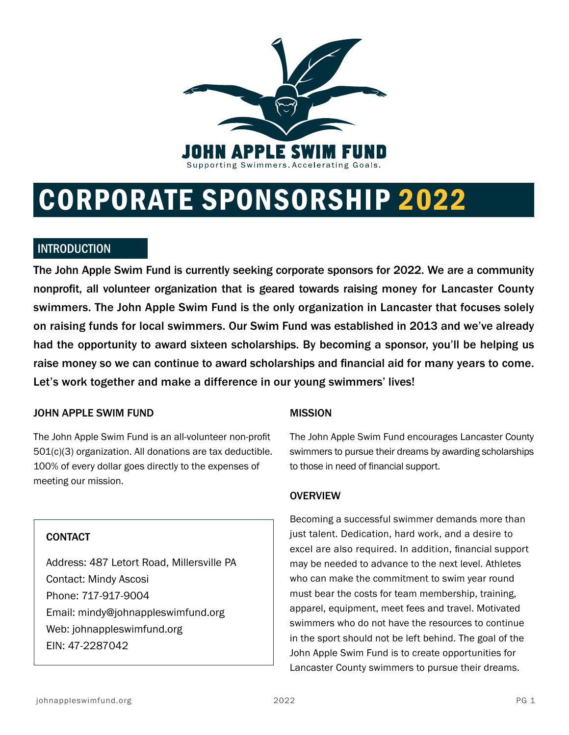JOHN APPLE SWIM FUND

Supporting Swimmers. Accelerating Goals.

# CORPORATE SPONSORSHIP 2022

## INTRODUCTION

**The John Apple Swim Fund is currently seeking corporate sponsors for 2022. We are a community nonprofit, all volunteer organization that is geared towards raising money for Lancaster County swimmers. The John Apple Swim Fund is the only organization in Lancaster that focuses solely on raising funds for local swimmers. Our Swim Fund was established in 2013 and we've already had the opportunity to award sixteen scholarships. By becoming a sponsor, you'll be helping us raise money so we can continue to award scholarships and financial aid for many years to come. Let's work together and make a difference in our young swimmers' lives!**

### JOHN APPLE SWIM FUND

The John Apple Swim Fund is an all-volunteer non-profit 501(c)(3) organization. All donations are tax deductible. 100% of every dollar goes directly to the expenses of meeting our mission.

### CONTACT

Address: 487 Letort Road, Millersville PA
Contact: Mindy Ascosi
Phone: 717-917-9004
Email: mindy@johnappleswimfund.org
Web: johnappleswimfund.org
EIN: 47-2287042

### MISSION

The John Apple Swim Fund encourages Lancaster County swimmers to pursue their dreams by awarding scholarships to those in need of financial support.

### OVERVIEW

Becoming a successful swimmer demands more than just talent. Dedication, hard work, and a desire to excel are also required. In addition, financial support may be needed to advance to the next level. Athletes who can make the commitment to swim year round must bear the costs for team membership, training, apparel, equipment, meet fees and travel. Motivated swimmers who do not have the resources to continue in the sport should not be left behind. The goal of the John Apple Swim Fund is to create opportunities for Lancaster County swimmers to pursue their dreams.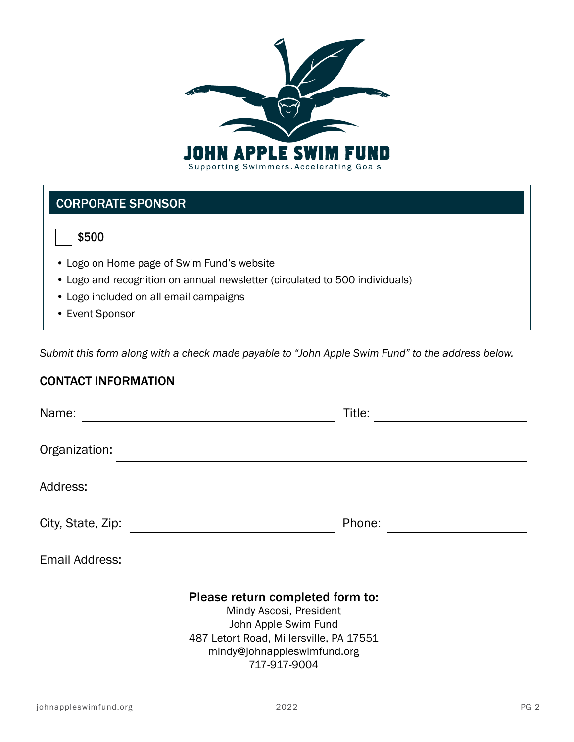# JOHN APPLE SWIM FUND

Supporting Swimmers. Accelerating Goals.

## CORPORATE SPONSOR

☐ $500

- Logo on Home page of Swim Fund's website
- Logo and recognition on annual newsletter (circulated to 500 individuals)
- Logo included on all email campaigns
- Event Sponsor

*Submit this form along with a check made payable to "John Apple Swim Fund" to the address below.*

## CONTACT INFORMATION

Name: \_\_\_\_\_\_\_\_\_\_\_\_\_\_\_\_\_\_\_\_ Title: \_\_\_\_\_\_\_\_\_\_\_\_\_\_\_\_\_\_\_\_

Organization: \_\_\_\_\_\_\_\_\_\_\_\_\_\_\_\_\_\_\_\_

Address: \_\_\_\_\_\_\_\_\_\_\_\_\_\_\_\_\_\_\_\_

City, State, Zip: \_\_\_\_\_\_\_\_\_\_\_\_\_\_\_\_\_\_\_\_ Phone: \_\_\_\_\_\_\_\_\_\_\_\_\_\_\_\_\_\_\_\_

Email Address: \_\_\_\_\_\_\_\_\_\_\_\_\_\_\_\_\_\_\_\_

**Please return completed form to:**

Mindy Ascosi, President
John Apple Swim Fund
487 Letort Road, Millersville, PA 17551
mindy@johnappleswimfund.org
717-917-9004